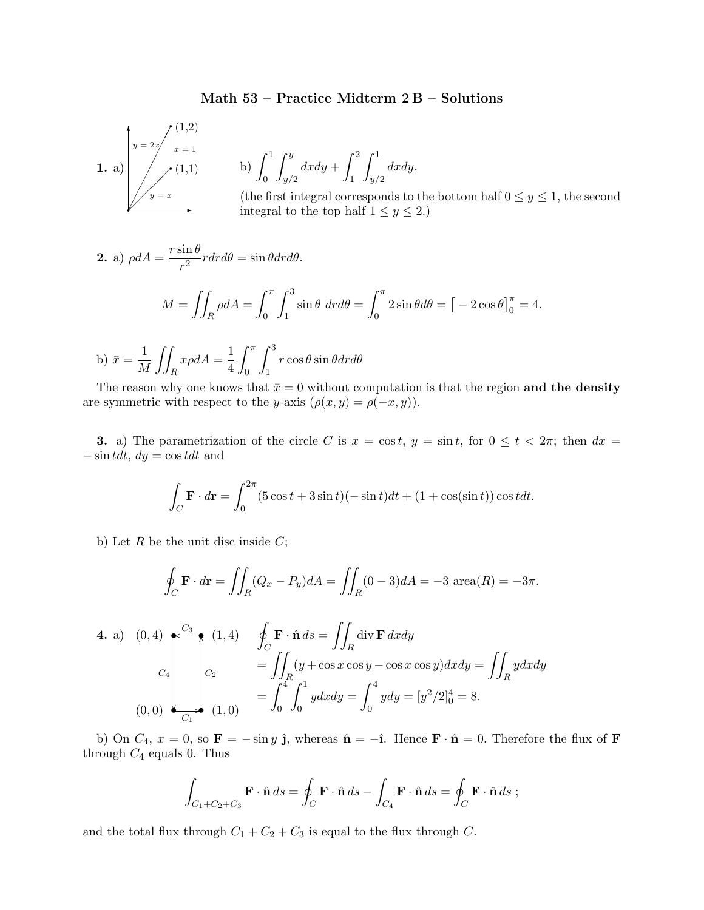# Math 53 – Practice Midterm 2 B – Solutions

**1.** a) (1,2), $y = 2x$, $x = 1$, (1,1), $y = x$

b) $\displaystyle\int_0^1 \int_{y/2}^{y} dx dy + \int_1^2 \int_{y/2}^{1} dx dy.$

(the first integral corresponds to the bottom half $0 \le y \le 1$, the second integral to the top half $1 \le y \le 2$.)

**2.** a) $\rho dA = \dfrac{r \sin\theta}{r^2} r dr d\theta = \sin\theta dr d\theta.$

$$M = \iint_R \rho dA = \int_0^\pi \int_1^3 \sin\theta \; dr d\theta = \int_0^\pi 2 \sin\theta d\theta = \big[-2\cos\theta\big]_0^\pi = 4.$$

b) $\bar{x} = \dfrac{1}{M} \displaystyle\iint_R x \rho dA = \frac{1}{4} \int_0^\pi \int_1^3 r \cos\theta \sin\theta dr d\theta$

The reason why one knows that $\bar{x} = 0$ without computation is that the region **and the density** are symmetric with respect to the $y$-axis ($\rho(x, y) = \rho(-x, y)$).

**3.** a) The parametrization of the circle $C$ is $x = \cos t$, $y = \sin t$, for $0 \le t < 2\pi$; then $dx = -\sin t dt$, $dy = \cos t dt$ and

$$\int_C \mathbf{F} \cdot d\mathbf{r} = \int_0^{2\pi} (5\cos t + 3\sin t)(-\sin t) dt + (1 + \cos(\sin t)) \cos t dt.$$

b) Let $R$ be the unit disc inside $C$;

$$\oint_C \mathbf{F} \cdot d\mathbf{r} = \iint_R (Q_x - P_y) dA = \iint_R (0 - 3) dA = -3 \text{ area}(R) = -3\pi.$$

**4.** a) $(0,4)$, $C_3$, $(1,4)$, $C_4$, $C_2$, $(0,0)$, $C_1$, $(1,0)$

$$\oint_C \mathbf{F} \cdot \hat{\mathbf{n}} \, ds = \iint_R \operatorname{div} \mathbf{F} \, dx dy$$
$$= \iint_R (y + \cos x \cos y - \cos x \cos y) dx dy = \iint_R y dx dy$$
$$= \int_0^4 \int_0^1 y dx dy = \int_0^4 y dy = [y^2/2]_0^4 = 8.$$

b) On $C_4$, $x = 0$, so $\mathbf{F} = -\sin y \, \hat{\mathbf{j}}$, whereas $\hat{\mathbf{n}} = -\hat{\mathbf{i}}$. Hence $\mathbf{F} \cdot \hat{\mathbf{n}} = 0$. Therefore the flux of $\mathbf{F}$ through $C_4$ equals 0. Thus

$$\int_{C_1 + C_2 + C_3} \mathbf{F} \cdot \hat{\mathbf{n}} \, ds = \oint_C \mathbf{F} \cdot \hat{\mathbf{n}} \, ds - \int_{C_4} \mathbf{F} \cdot \hat{\mathbf{n}} \, ds = \oint_C \mathbf{F} \cdot \hat{\mathbf{n}} \, ds \; ;$$

and the total flux through $C_1 + C_2 + C_3$ is equal to the flux through $C$.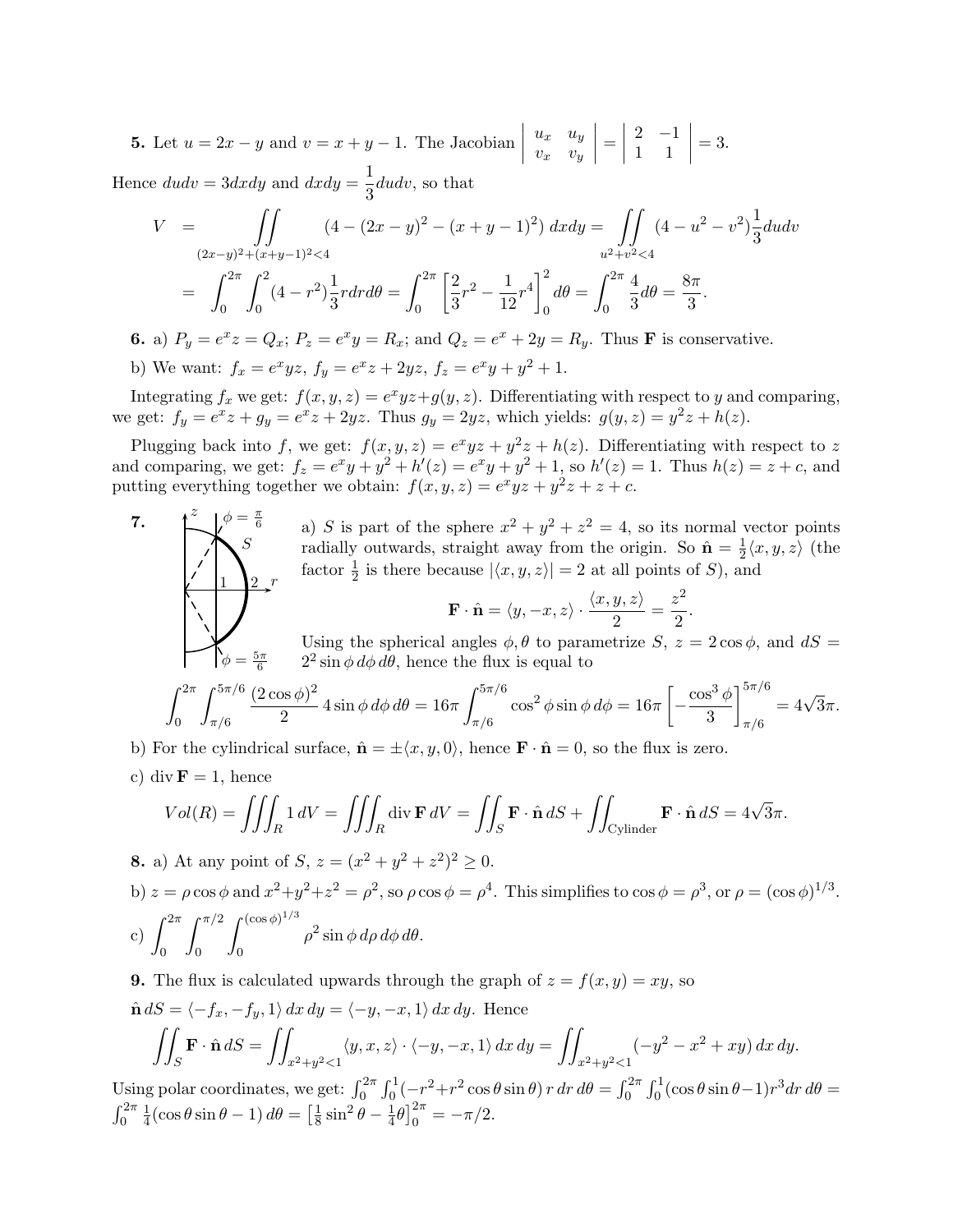**5.** Let $u = 2x - y$ and $v = x + y - 1$. The Jacobian $\begin{vmatrix} u_x & u_y \\ v_x & v_y \end{vmatrix} = \begin{vmatrix} 2 & -1 \\ 1 & 1 \end{vmatrix} = 3$.

Hence $dudv = 3dxdy$ and $dxdy = \frac{1}{3}dudv$, so that

$$
\begin{aligned}
V &= \iint_{(2x-y)^2+(x+y-1)^2<4} (4 - (2x-y)^2 - (x+y-1)^2)\, dxdy = \iint_{u^2+v^2<4} (4 - u^2 - v^2)\frac{1}{3}dudv \\
&= \int_0^{2\pi}\int_0^2 (4 - r^2)\frac{1}{3}rdrd\theta = \int_0^{2\pi}\left[\frac{2}{3}r^2 - \frac{1}{12}r^4\right]_0^2 d\theta = \int_0^{2\pi}\frac{4}{3}d\theta = \frac{8\pi}{3}.
\end{aligned}
$$

**6.** a) $P_y = e^x z = Q_x$; $P_z = e^x y = R_x$; and $Q_z = e^x + 2y = R_y$. Thus $\mathbf{F}$ is conservative.

b) We want: $f_x = e^x yz$, $f_y = e^x z + 2yz$, $f_z = e^x y + y^2 + 1$.

Integrating $f_x$ we get: $f(x,y,z) = e^x yz + g(y,z)$. Differentiating with respect to $y$ and comparing, we get: $f_y = e^x z + g_y = e^x z + 2yz$. Thus $g_y = 2yz$, which yields: $g(y,z) = y^2 z + h(z)$.

Plugging back into $f$, we get: $f(x,y,z) = e^x yz + y^2 z + h(z)$. Differentiating with respect to $z$ and comparing, we get: $f_z = e^x y + y^2 + h'(z) = e^x y + y^2 + 1$, so $h'(z) = 1$. Thus $h(z) = z + c$, and putting everything together we obtain: $f(x,y,z) = e^x yz + y^2 z + z + c$.

**7.**

$z$, $\phi = \frac{\pi}{6}$, $S$, 1, 2, $r$, $\phi = \frac{5\pi}{6}$

a) $S$ is part of the sphere $x^2 + y^2 + z^2 = 4$, so its normal vector points radially outwards, straight away from the origin. So $\hat{\mathbf{n}} = \frac{1}{2}\langle x, y, z\rangle$ (the factor $\frac{1}{2}$ is there because $|\langle x, y, z\rangle| = 2$ at all points of $S$), and

$$\mathbf{F}\cdot\hat{\mathbf{n}} = \langle y, -x, z\rangle \cdot \frac{\langle x, y, z\rangle}{2} = \frac{z^2}{2}.$$

Using the spherical angles $\phi, \theta$ to parametrize $S$, $z = 2\cos\phi$, and $dS = 2^2\sin\phi\, d\phi\, d\theta$, hence the flux is equal to

$$\int_0^{2\pi}\int_{\pi/6}^{5\pi/6}\frac{(2\cos\phi)^2}{2}4\sin\phi\, d\phi\, d\theta = 16\pi\int_{\pi/6}^{5\pi/6}\cos^2\phi\sin\phi\, d\phi = 16\pi\left[-\frac{\cos^3\phi}{3}\right]_{\pi/6}^{5\pi/6} = 4\sqrt{3}\pi.$$

b) For the cylindrical surface, $\hat{\mathbf{n}} = \pm\langle x, y, 0\rangle$, hence $\mathbf{F}\cdot\hat{\mathbf{n}} = 0$, so the flux is zero.

c) $\operatorname{div}\mathbf{F} = 1$, hence

$$Vol(R) = \iiint_R 1\, dV = \iiint_R \operatorname{div}\mathbf{F}\, dV = \iint_S \mathbf{F}\cdot\hat{\mathbf{n}}\, dS + \iint_{\text{Cylinder}}\mathbf{F}\cdot\hat{\mathbf{n}}\, dS = 4\sqrt{3}\pi.$$

**8.** a) At any point of $S$, $z = (x^2 + y^2 + z^2)^2 \geq 0$.

b) $z = \rho\cos\phi$ and $x^2+y^2+z^2 = \rho^2$, so $\rho\cos\phi = \rho^4$. This simplifies to $\cos\phi = \rho^3$, or $\rho = (\cos\phi)^{1/3}$.

c) $\displaystyle\int_0^{2\pi}\int_0^{\pi/2}\int_0^{(\cos\phi)^{1/3}}\rho^2\sin\phi\, d\rho\, d\phi\, d\theta.$

**9.** The flux is calculated upwards through the graph of $z = f(x,y) = xy$, so

$\hat{\mathbf{n}}\, dS = \langle -f_x, -f_y, 1\rangle\, dx\, dy = \langle -y, -x, 1\rangle\, dx\, dy$. Hence

$$\iint_S \mathbf{F}\cdot\hat{\mathbf{n}}\, dS = \iint_{x^2+y^2<1}\langle y, x, z\rangle\cdot\langle -y, -x, 1\rangle\, dx\, dy = \iint_{x^2+y^2<1}(-y^2 - x^2 + xy)\, dx\, dy.$$

Using polar coordinates, we get: $\int_0^{2\pi}\int_0^1(-r^2 + r^2\cos\theta\sin\theta)\, r\, dr\, d\theta = \int_0^{2\pi}\int_0^1(\cos\theta\sin\theta - 1)r^3 dr\, d\theta = \int_0^{2\pi}\frac{1}{4}(\cos\theta\sin\theta - 1)\, d\theta = \left[\frac{1}{8}\sin^2\theta - \frac{1}{4}\theta\right]_0^{2\pi} = -\pi/2.$